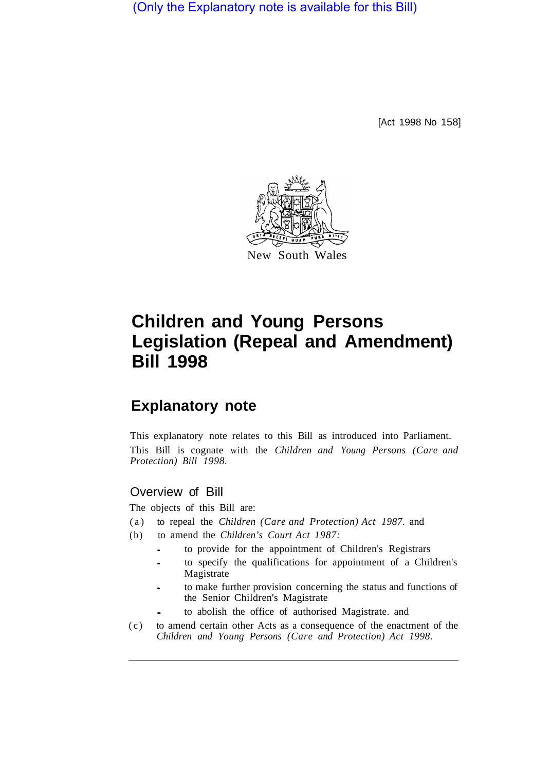(Only the Explanatory note is available for this Bill)

[Act 1998 No 158]

New South Wales

# Children and Young Persons Legislation (Repeal and Amendment) Bill 1998

## Explanatory note

This explanatory note relates to this Bill as introduced into Parliament. This Bill is cognate with the *Children and Young Persons (Care and Protection) Bill 1998.*

### Overview of Bill

The objects of this Bill are:

(a) to repeal the *Children (Care and Protection) Act 1987.* and

(b) to amend the *Children's Court Act 1987:*

- to provide for the appointment of Children's Registrars
- to specify the qualifications for appointment of a Children's Magistrate
- to make further provision concerning the status and functions of the Senior Children's Magistrate
- to abolish the office of authorised Magistrate. and

(c) to amend certain other Acts as a consequence of the enactment of the *Children and Young Persons (Care and Protection) Act 1998.*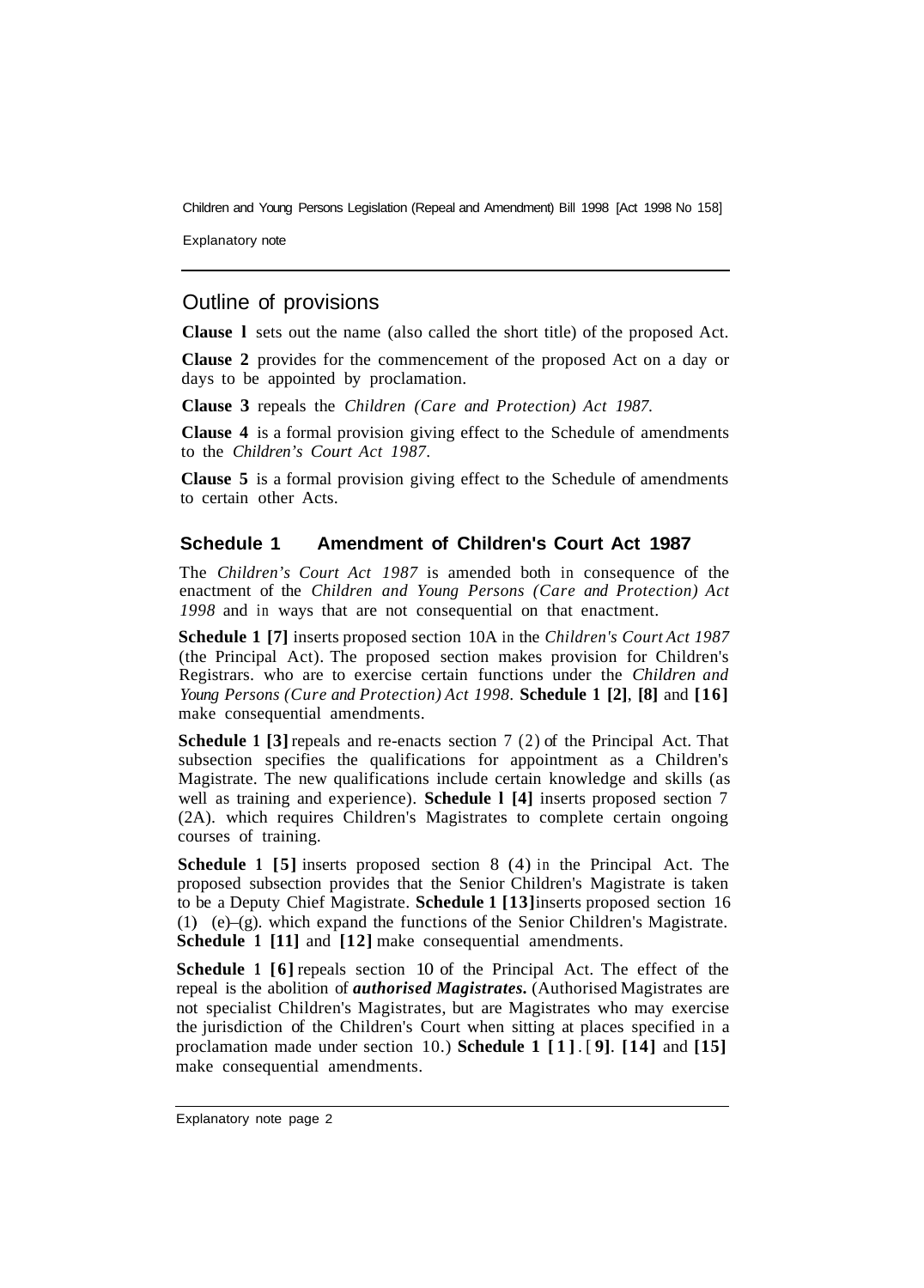## Outline of provisions

**Clause 1** sets out the name (also called the short title) of the proposed Act.

**Clause 2** provides for the commencement of the proposed Act on a day or days to be appointed by proclamation.

**Clause 3** repeals the *Children (Care and Protection) Act 1987.*

**Clause 4** is a formal provision giving effect to the Schedule of amendments to the *Children's Court Act 1987*.

**Clause 5** is a formal provision giving effect to the Schedule of amendments to certain other Acts.

### Schedule 1 Amendment of Children's Court Act 1987

The *Children's Court Act 1987* is amended both in consequence of the enactment of the *Children and Young Persons (Care and Protection) Act 1998* and in ways that are not consequential on that enactment.

**Schedule 1 [7]** inserts proposed section 10A in the *Children's Court Act 1987* (the Principal Act). The proposed section makes provision for Children's Registrars. who are to exercise certain functions under the *Children and Young Persons (Cure and Protection) Act 1998*. **Schedule 1 [2]**, **[8]** and **[16]** make consequential amendments.

**Schedule 1 [3]** repeals and re-enacts section 7 (2) of the Principal Act. That subsection specifies the qualifications for appointment as a Children's Magistrate. The new qualifications include certain knowledge and skills (as well as training and experience). **Schedule 1 [4]** inserts proposed section 7 (2A). which requires Children's Magistrates to complete certain ongoing courses of training.

**Schedule 1 [5]** inserts proposed section 8 (4) in the Principal Act. The proposed subsection provides that the Senior Children's Magistrate is taken to be a Deputy Chief Magistrate. **Schedule 1 [13]** inserts proposed section 16 (1) (e)–(g). which expand the functions of the Senior Children's Magistrate. **Schedule 1 [11]** and **[12]** make consequential amendments.

**Schedule 1 [6]** repeals section 10 of the Principal Act. The effect of the repeal is the abolition of ***authorised Magistrates.*** (Authorised Magistrates are not specialist Children's Magistrates, but are Magistrates who may exercise the jurisdiction of the Children's Court when sitting at places specified in a proclamation made under section 10.) **Schedule 1 [1]**. **[9]**. **[14]** and **[15]** make consequential amendments.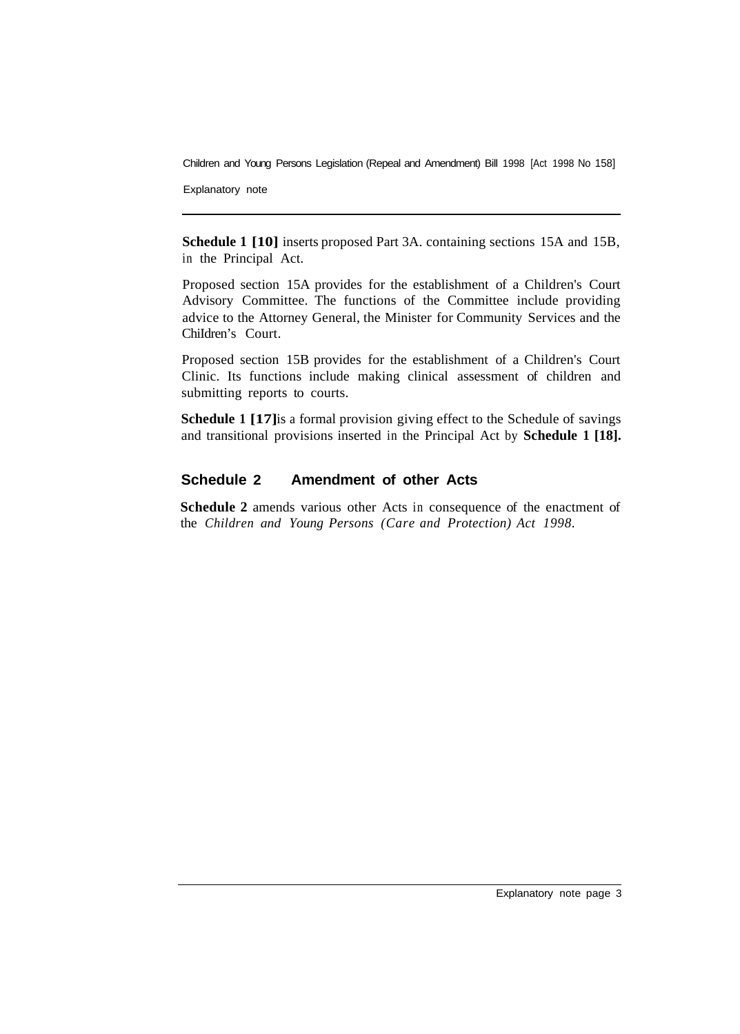**Schedule 1 [10]** inserts proposed Part 3A. containing sections 15A and 15B, in the Principal Act.

Proposed section 15A provides for the establishment of a Children's Court Advisory Committee. The functions of the Committee include providing advice to the Attorney General, the Minister for Community Services and the Children's Court.

Proposed section 15B provides for the establishment of a Children's Court Clinic. Its functions include making clinical assessment of children and submitting reports to courts.

**Schedule 1 [17]** is a formal provision giving effect to the Schedule of savings and transitional provisions inserted in the Principal Act by **Schedule 1 [18].**

## Schedule 2 Amendment of other Acts

**Schedule 2** amends various other Acts in consequence of the enactment of the *Children and Young Persons (Care and Protection) Act 1998.*